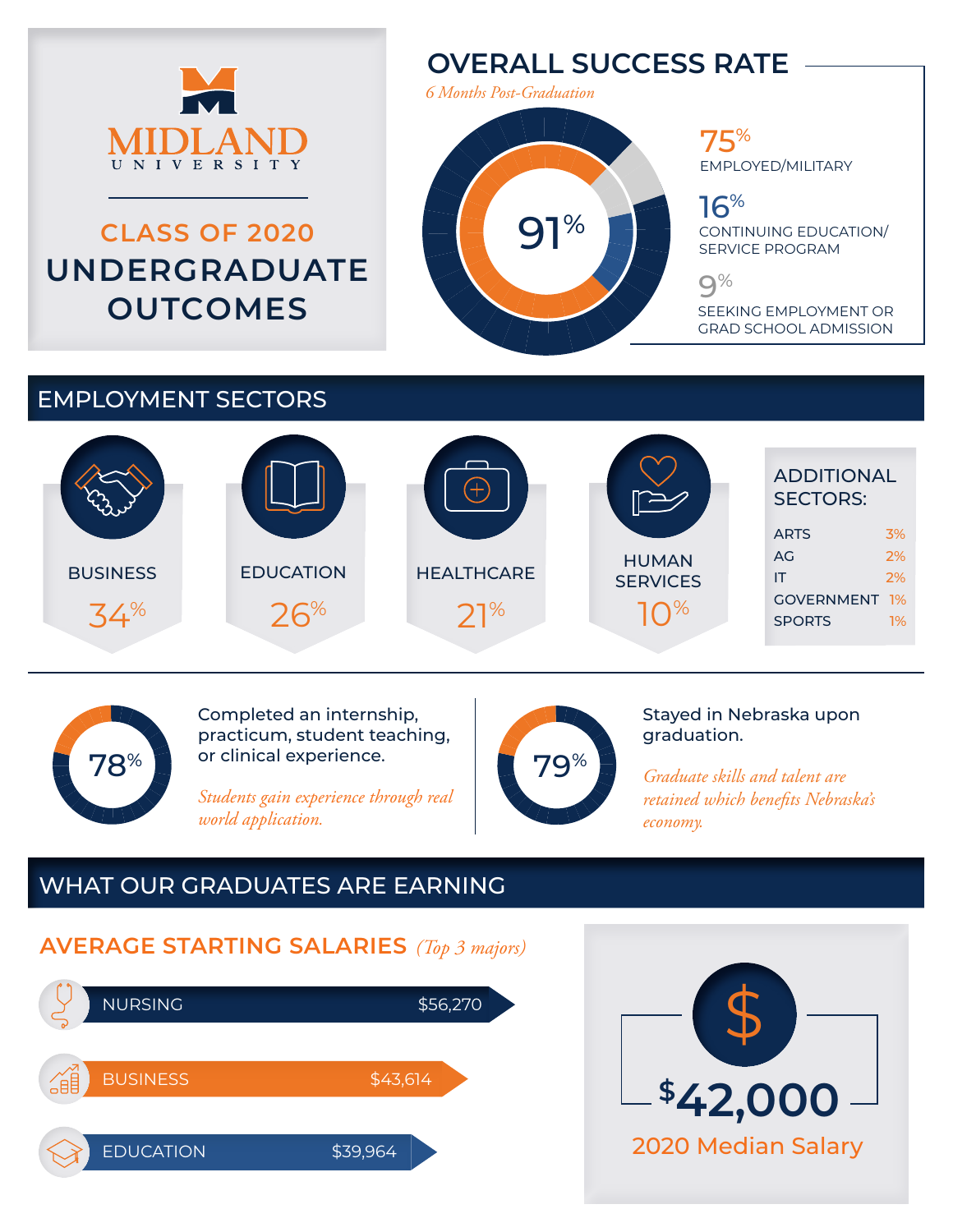# MIDLAND UNIVERSITY

## CLASS OF 2020 UNDERGRADUATE OUTCOMES

## OVERALL SUCCESS RATE

*6 Months Post-Graduation*

**91%**

- **75%** EMPLOYED/MILITARY
- **16%** CONTINUING EDUCATION/ SERVICE PROGRAM
- **9%** SEEKING EMPLOYMENT OR GRAD SCHOOL ADMISSION

## EMPLOYMENT SECTORS

- BUSINESS 34%
- EDUCATION 26%
- HEALTHCARE 21%
- HUMAN SERVICES 10%

### ADDITIONAL SECTORS:

| Sector | % |
|---|---|
| ARTS | 3% |
| AG | 2% |
| IT | 2% |
| GOVERNMENT | 1% |
| SPORTS | 1% |

**78%** Completed an internship, practicum, student teaching, or clinical experience.

*Students gain experience through real world application.*

**79%** Stayed in Nebraska upon graduation.

*Graduate skills and talent are retained which benefits Nebraska's economy.*

## WHAT OUR GRADUATES ARE EARNING

### AVERAGE STARTING SALARIES *(Top 3 majors)*

| Major | Salary |
|---|---|
| NURSING | $56,270 |
| BUSINESS | $43,614 |
| EDUCATION | $39,964 |

**$42,000**

2020 Median Salary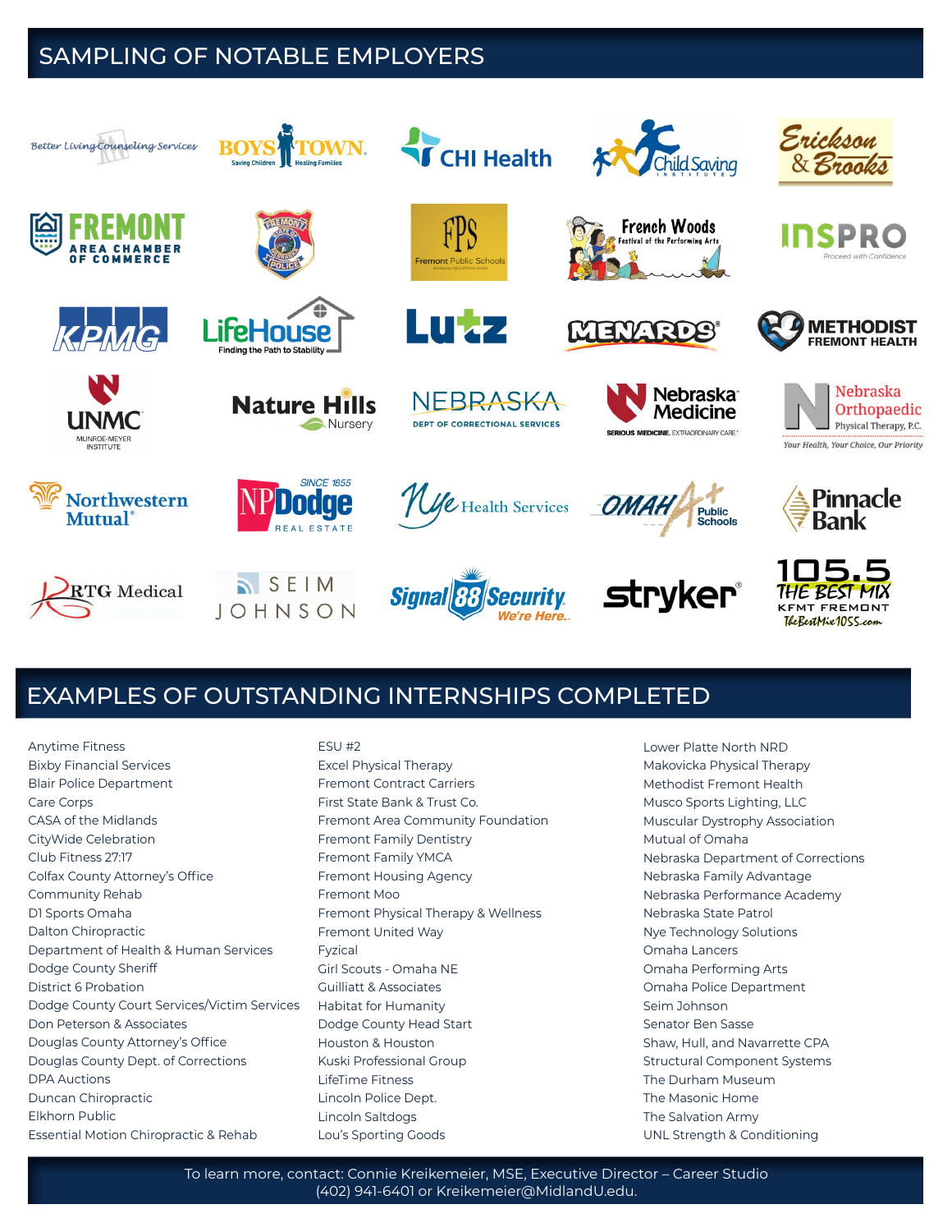## SAMPLING OF NOTABLE EMPLOYERS

Better Living Counseling Services
Boys Town
CHI Health
Child Saving Institute
Erickson & Brooks
Fremont Area Chamber of Commerce
Fremont Police
FPS Fremont Public Schools
French Woods Festival of the Performing Arts
INSPRO
KPMG
LifeHouse
Lutz
Menards
Methodist Fremont Health
UNMC Munroe-Meyer Institute
Nature Hills Nursery
Nebraska Dept of Correctional Services
Nebraska Medicine
Nebraska Orthopaedic Physical Therapy, P.C.
Northwestern Mutual
NP Dodge Real Estate
Nye Health Services
Omaha Public Schools
Pinnacle Bank
RTG Medical
Seim Johnson
Signal 88 Security
Stryker
105.5 The Best Mix KFMT Fremont

## EXAMPLES OF OUTSTANDING INTERNSHIPS COMPLETED

Anytime Fitness
Bixby Financial Services
Blair Police Department
Care Corps
CASA of the Midlands
CityWide Celebration
Club Fitness 27:17
Colfax County Attorney's Office
Community Rehab
D1 Sports Omaha
Dalton Chiropractic
Department of Health & Human Services
Dodge County Sheriff
District 6 Probation
Dodge County Court Services/Victim Services
Don Peterson & Associates
Douglas County Attorney's Office
Douglas County Dept. of Corrections
DPA Auctions
Duncan Chiropractic
Elkhorn Public
Essential Motion Chiropractic & Rehab
ESU #2
Excel Physical Therapy
Fremont Contract Carriers
First State Bank & Trust Co.
Fremont Area Community Foundation
Fremont Family Dentistry
Fremont Family YMCA
Fremont Housing Agency
Fremont Moo
Fremont Physical Therapy & Wellness
Fremont United Way
Fyzical
Girl Scouts - Omaha NE
Guilliatt & Associates
Habitat for Humanity
Dodge County Head Start
Houston & Houston
Kuski Professional Group
LifeTime Fitness
Lincoln Police Dept.
Lincoln Saltdogs
Lou's Sporting Goods
Lower Platte North NRD
Makovicka Physical Therapy
Methodist Fremont Health
Musco Sports Lighting, LLC
Muscular Dystrophy Association
Mutual of Omaha
Nebraska Department of Corrections
Nebraska Family Advantage
Nebraska Performance Academy
Nebraska State Patrol
Nye Technology Solutions
Omaha Lancers
Omaha Performing Arts
Omaha Police Department
Seim Johnson
Senator Ben Sasse
Shaw, Hull, and Navarrette CPA
Structural Component Systems
The Durham Museum
The Masonic Home
The Salvation Army
UNL Strength & Conditioning

To learn more, contact: Connie Kreikemeier, MSE, Executive Director – Career Studio
(402) 941-6401 or Kreikemeier@MidlandU.edu.